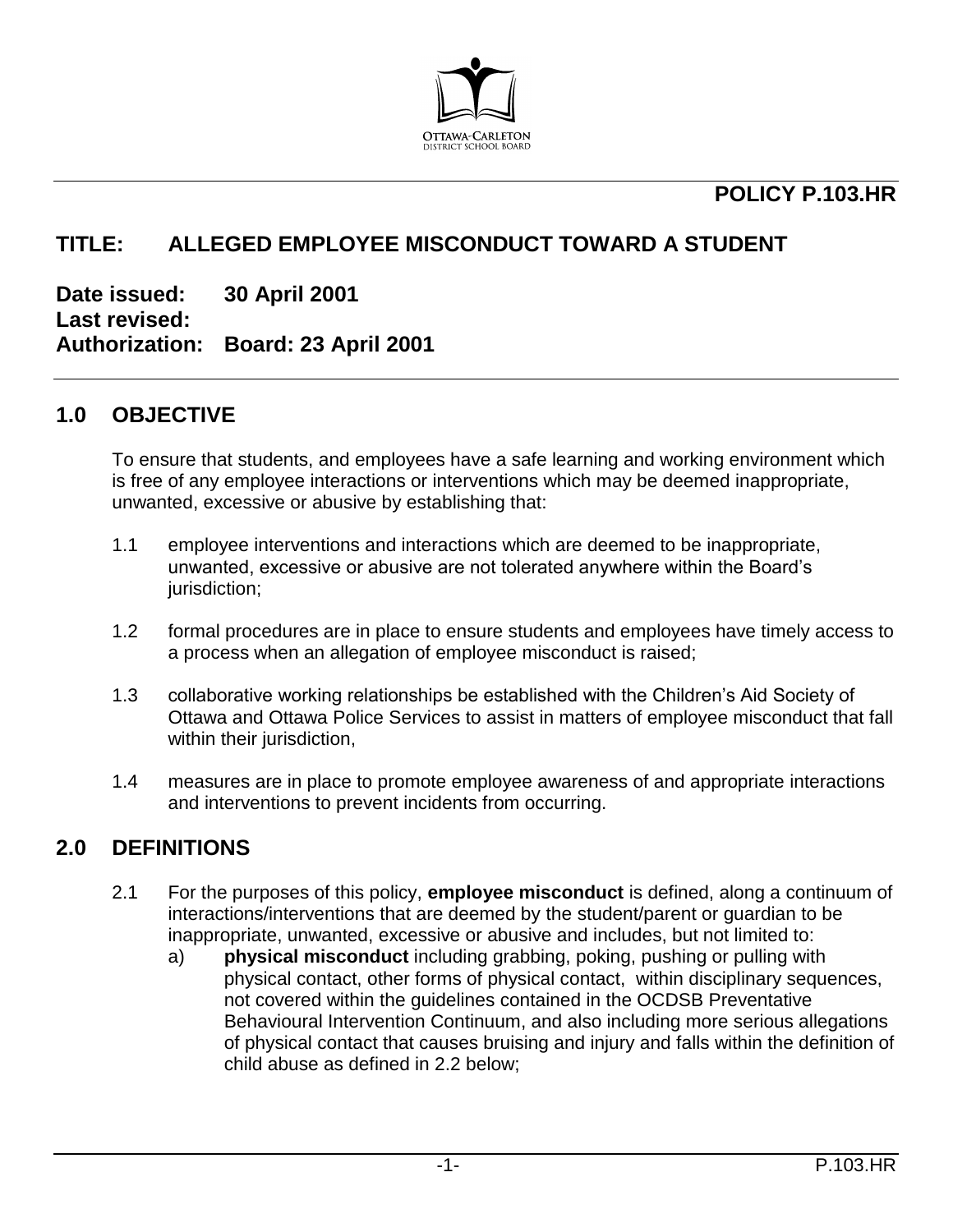OTTAWA-CARLETON
DISTRICT SCHOOL BOARD

**POLICY P.103.HR**

# TITLE: ALLEGED EMPLOYEE MISCONDUCT TOWARD A STUDENT

**Date issued:** **30 April 2001**
**Last revised:**
**Authorization:** **Board: 23 April 2001**

## 1.0 OBJECTIVE

To ensure that students, and employees have a safe learning and working environment which is free of any employee interactions or interventions which may be deemed inappropriate, unwanted, excessive or abusive by establishing that:

1.1 employee interventions and interactions which are deemed to be inappropriate, unwanted, excessive or abusive are not tolerated anywhere within the Board's jurisdiction;

1.2 formal procedures are in place to ensure students and employees have timely access to a process when an allegation of employee misconduct is raised;

1.3 collaborative working relationships be established with the Children's Aid Society of Ottawa and Ottawa Police Services to assist in matters of employee misconduct that fall within their jurisdiction,

1.4 measures are in place to promote employee awareness of and appropriate interactions and interventions to prevent incidents from occurring.

## 2.0 DEFINITIONS

2.1 For the purposes of this policy, **employee misconduct** is defined, along a continuum of interactions/interventions that are deemed by the student/parent or guardian to be inappropriate, unwanted, excessive or abusive and includes, but not limited to:

a) **physical misconduct** including grabbing, poking, pushing or pulling with physical contact, other forms of physical contact, within disciplinary sequences, not covered within the guidelines contained in the OCDSB Preventative Behavioural Intervention Continuum, and also including more serious allegations of physical contact that causes bruising and injury and falls within the definition of child abuse as defined in 2.2 below;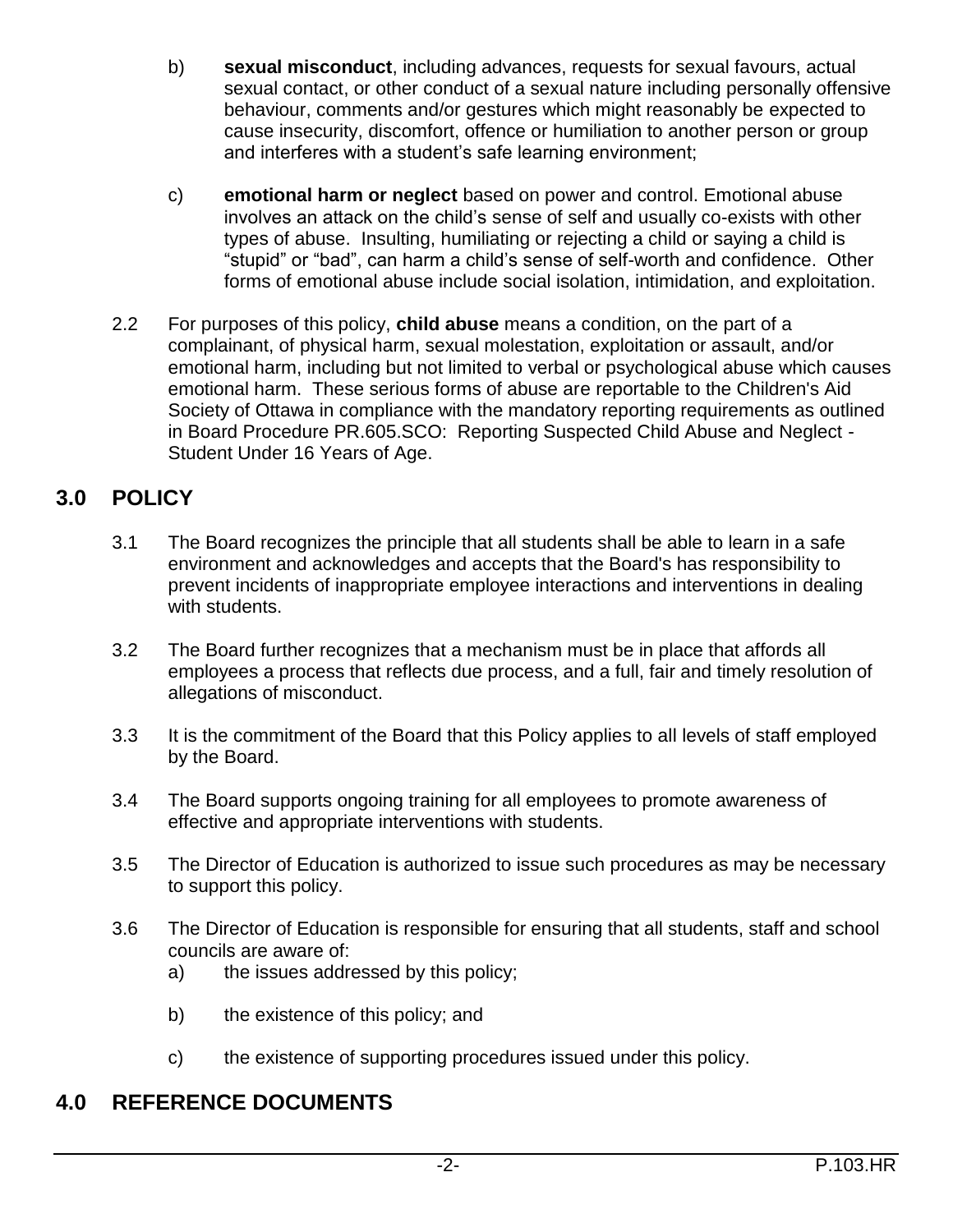b) **sexual misconduct**, including advances, requests for sexual favours, actual sexual contact, or other conduct of a sexual nature including personally offensive behaviour, comments and/or gestures which might reasonably be expected to cause insecurity, discomfort, offence or humiliation to another person or group and interferes with a student's safe learning environment;

c) **emotional harm or neglect** based on power and control. Emotional abuse involves an attack on the child's sense of self and usually co-exists with other types of abuse. Insulting, humiliating or rejecting a child or saying a child is "stupid" or "bad", can harm a child's sense of self-worth and confidence. Other forms of emotional abuse include social isolation, intimidation, and exploitation.

2.2 For purposes of this policy, **child abuse** means a condition, on the part of a complainant, of physical harm, sexual molestation, exploitation or assault, and/or emotional harm, including but not limited to verbal or psychological abuse which causes emotional harm. These serious forms of abuse are reportable to the Children's Aid Society of Ottawa in compliance with the mandatory reporting requirements as outlined in Board Procedure PR.605.SCO: Reporting Suspected Child Abuse and Neglect - Student Under 16 Years of Age.

## 3.0 POLICY

3.1 The Board recognizes the principle that all students shall be able to learn in a safe environment and acknowledges and accepts that the Board's has responsibility to prevent incidents of inappropriate employee interactions and interventions in dealing with students.

3.2 The Board further recognizes that a mechanism must be in place that affords all employees a process that reflects due process, and a full, fair and timely resolution of allegations of misconduct.

3.3 It is the commitment of the Board that this Policy applies to all levels of staff employed by the Board.

3.4 The Board supports ongoing training for all employees to promote awareness of effective and appropriate interventions with students.

3.5 The Director of Education is authorized to issue such procedures as may be necessary to support this policy.

3.6 The Director of Education is responsible for ensuring that all students, staff and school councils are aware of:

a) the issues addressed by this policy;

b) the existence of this policy; and

c) the existence of supporting procedures issued under this policy.

## 4.0 REFERENCE DOCUMENTS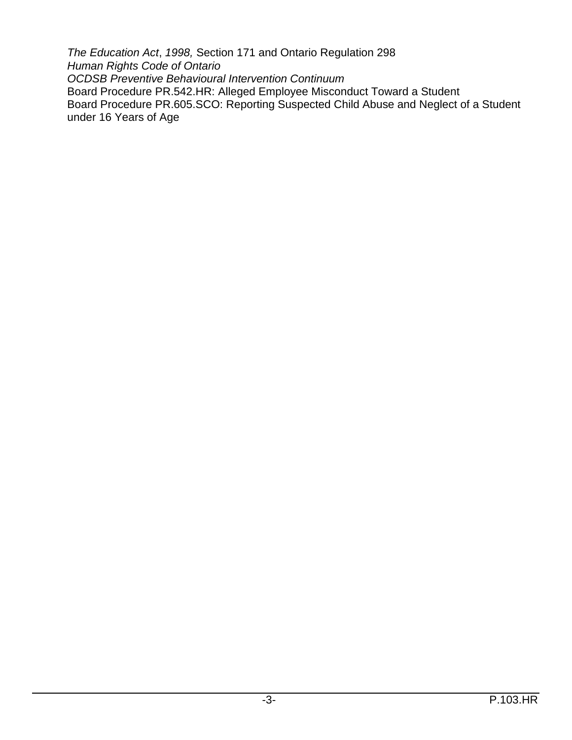*The Education Act*, *1998,* Section 171 and Ontario Regulation 298
*Human Rights Code of Ontario*
*OCDSB Preventive Behavioural Intervention Continuum*
Board Procedure PR.542.HR: Alleged Employee Misconduct Toward a Student
Board Procedure PR.605.SCO: Reporting Suspected Child Abuse and Neglect of a Student under 16 Years of Age